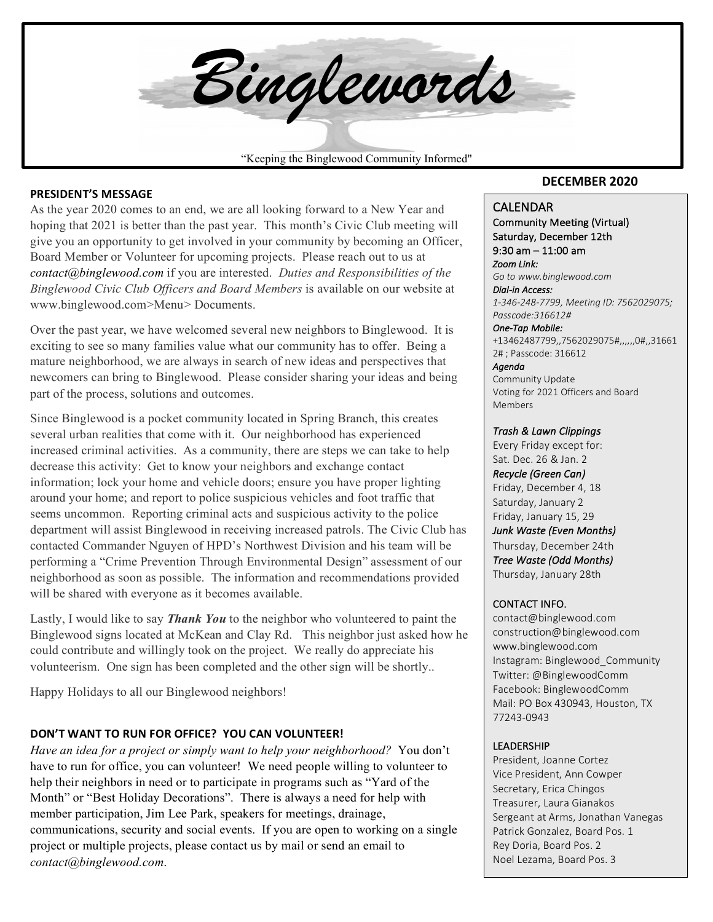# Binglewords

"Keeping the Binglewood Community Informed"

**DECEMBER 2020**

## PRESIDENT'S MESSAGE

As the year 2020 comes to an end, we are all looking forward to a New Year and hoping that 2021 is better than the past year. This month's Civic Club meeting will give you an opportunity to get involved in your community by becoming an Officer, Board Member or Volunteer for upcoming projects. Please reach out to us at *contact@binglewood.com* if you are interested. *Duties and Responsibilities of the Binglewood Civic Club Officers and Board Members* is available on our website at www.binglewood.com>Menu> Documents.

Over the past year, we have welcomed several new neighbors to Binglewood. It is exciting to see so many families value what our community has to offer. Being a mature neighborhood, we are always in search of new ideas and perspectives that newcomers can bring to Binglewood. Please consider sharing your ideas and being part of the process, solutions and outcomes.

Since Binglewood is a pocket community located in Spring Branch, this creates several urban realities that come with it. Our neighborhood has experienced increased criminal activities. As a community, there are steps we can take to help decrease this activity: Get to know your neighbors and exchange contact information; lock your home and vehicle doors; ensure you have proper lighting around your home; and report to police suspicious vehicles and foot traffic that seems uncommon. Reporting criminal acts and suspicious activity to the police department will assist Binglewood in receiving increased patrols. The Civic Club has contacted Commander Nguyen of HPD's Northwest Division and his team will be performing a "Crime Prevention Through Environmental Design" assessment of our neighborhood as soon as possible. The information and recommendations provided will be shared with everyone as it becomes available.

Lastly, I would like to say ***Thank You*** to the neighbor who volunteered to paint the Binglewood signs located at McKean and Clay Rd. This neighbor just asked how he could contribute and willingly took on the project. We really do appreciate his volunteerism. One sign has been completed and the other sign will be shortly..

Happy Holidays to all our Binglewood neighbors!

## DON'T WANT TO RUN FOR OFFICE? YOU CAN VOLUNTEER!

*Have an idea for a project or simply want to help your neighborhood?* You don't have to run for office, you can volunteer! We need people willing to volunteer to help their neighbors in need or to participate in programs such as "Yard of the Month" or "Best Holiday Decorations". There is always a need for help with member participation, Jim Lee Park, speakers for meetings, drainage, communications, security and social events. If you are open to working on a single project or multiple projects, please contact us by mail or send an email to *contact@binglewood.com*.

## CALENDAR

**Community Meeting (Virtual)**
**Saturday, December 12th**
**9:30 am – 11:00 am**

***Zoom Link:***
*Go to www.binglewood.com*

***Dial-in Access:***
*1-346-248-7799, Meeting ID: 7562029075; Passcode:316612#*

***One-Tap Mobile:***
+13462487799,,7562029075#,,,,,,0#,,316612# ; Passcode: 316612

***Agenda***
Community Update
Voting for 2021 Officers and Board Members

***Trash & Lawn Clippings***
Every Friday except for:
Sat. Dec. 26 & Jan. 2

***Recycle (Green Can)***
Friday, December 4, 18
Saturday, January 2
Friday, January 15, 29

***Junk Waste (Even Months)***
Thursday, December 24th

***Tree Waste (Odd Months)***
Thursday, January 28th

## CONTACT INFO.

contact@binglewood.com
construction@binglewood.com
www.binglewood.com
Instagram: Binglewood_Community
Twitter: @BinglewoodComm
Facebook: BinglewoodComm
Mail: PO Box 430943, Houston, TX 77243-0943

## LEADERSHIP

President, Joanne Cortez
Vice President, Ann Cowper
Secretary, Erica Chingos
Treasurer, Laura Gianakos
Sergeant at Arms, Jonathan Vanegas
Patrick Gonzalez, Board Pos. 1
Rey Doria, Board Pos. 2
Noel Lezama, Board Pos. 3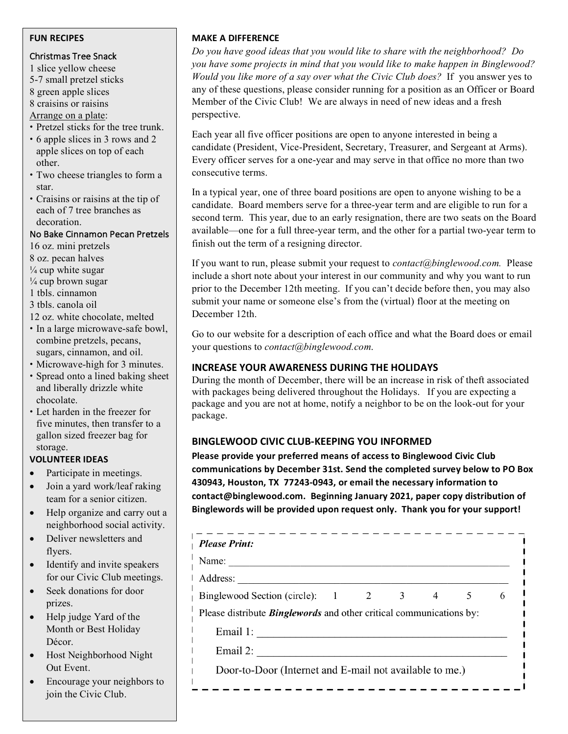## FUN RECIPES

### Christmas Tree Snack

1 slice yellow cheese
5-7 small pretzel sticks
8 green apple slices
8 craisins or raisins

Arrange on a plate:

- Pretzel sticks for the tree trunk.
- 6 apple slices in 3 rows and 2 apple slices on top of each other.
- Two cheese triangles to form a star.
- Craisins or raisins at the tip of each of 7 tree branches as decoration.

### No Bake Cinnamon Pecan Pretzels

16 oz. mini pretzels
8 oz. pecan halves
¼ cup white sugar
¼ cup brown sugar
1 tbls. cinnamon
3 tbls. canola oil
12 oz. white chocolate, melted

- In a large microwave-safe bowl, combine pretzels, pecans, sugars, cinnamon, and oil.
- Microwave-high for 3 minutes.
- Spread onto a lined baking sheet and liberally drizzle white chocolate.
- Let harden in the freezer for five minutes, then transfer to a gallon sized freezer bag for storage.

## VOLUNTEER IDEAS

- Participate in meetings.
- Join a yard work/leaf raking team for a senior citizen.
- Help organize and carry out a neighborhood social activity.
- Deliver newsletters and flyers.
- Identify and invite speakers for our Civic Club meetings.
- Seek donations for door prizes.
- Help judge Yard of the Month or Best Holiday Décor.
- Host Neighborhood Night Out Event.
- Encourage your neighbors to join the Civic Club.

## MAKE A DIFFERENCE

*Do you have good ideas that you would like to share with the neighborhood? Do you have some projects in mind that you would like to make happen in Binglewood? Would you like more of a say over what the Civic Club does?* If you answer yes to any of these questions, please consider running for a position as an Officer or Board Member of the Civic Club! We are always in need of new ideas and a fresh perspective.

Each year all five officer positions are open to anyone interested in being a candidate (President, Vice-President, Secretary, Treasurer, and Sergeant at Arms). Every officer serves for a one-year and may serve in that office no more than two consecutive terms.

In a typical year, one of three board positions are open to anyone wishing to be a candidate. Board members serve for a three-year term and are eligible to run for a second term. This year, due to an early resignation, there are two seats on the Board available—one for a full three-year term, and the other for a partial two-year term to finish out the term of a resigning director.

If you want to run, please submit your request to *contact@binglewood.com.* Please include a short note about your interest in our community and why you want to run prior to the December 12th meeting. If you can't decide before then, you may also submit your name or someone else's from the (virtual) floor at the meeting on December 12th.

Go to our website for a description of each office and what the Board does or email your questions to *contact@binglewood.com.*

## INCREASE YOUR AWARENESS DURING THE HOLIDAYS

During the month of December, there will be an increase in risk of theft associated with packages being delivered throughout the Holidays. If you are expecting a package and you are not at home, notify a neighbor to be on the look-out for your package.

## BINGLEWOOD CIVIC CLUB-KEEPING YOU INFORMED

**Please provide your preferred means of access to Binglewood Civic Club communications by December 31st. Send the completed survey below to PO Box 430943, Houston, TX 77243-0943, or email the necessary information to contact@binglewood.com. Beginning January 2021, paper copy distribution of Binglewords will be provided upon request only. Thank you for your support!**

***Please Print:***

Name: ____________________________________________

Address: __________________________________________

Binglewood Section (circle): 1 2 3 4 5 6

Please distribute ***Binglewords*** and other critical communications by:

Email 1: ____________________________________

Email 2: ____________________________________

Door-to-Door (Internet and E-mail not available to me.)